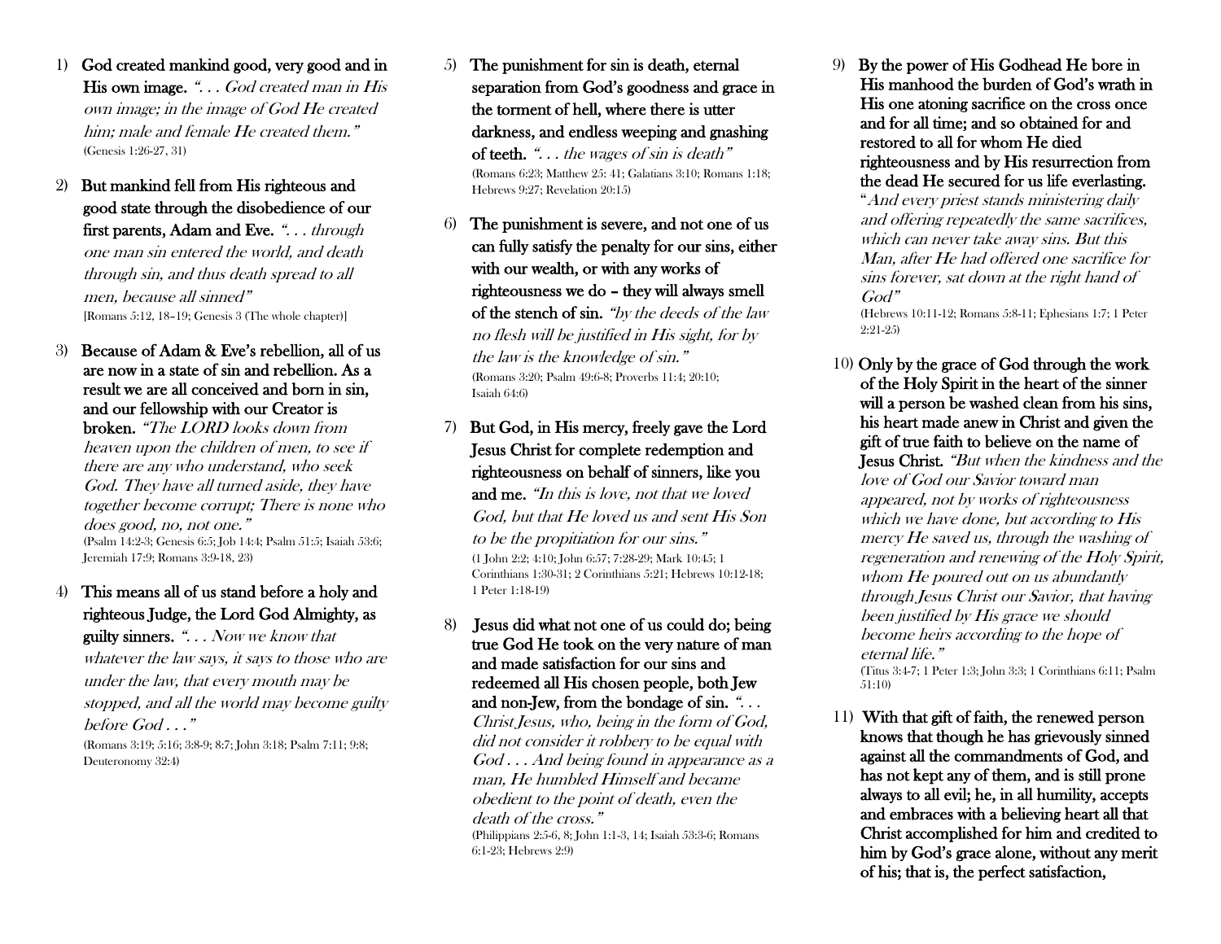1) **God created mankind good, very good and in His own image.** *". . . God created man in His own image; in the image of God He created him; male and female He created them."* (Genesis 1:26-27, 31)

2) **But mankind fell from His righteous and good state through the disobedience of our first parents, Adam and Eve.** *". . . through one man sin entered the world, and death through sin, and thus death spread to all men, because all sinned"* [Romans 5:12, 18–19; Genesis 3 (The whole chapter)]

3) **Because of Adam & Eve's rebellion, all of us are now in a state of sin and rebellion. As a result we are all conceived and born in sin, and our fellowship with our Creator is broken.** *"The LORD looks down from heaven upon the children of men, to see if there are any who understand, who seek God. They have all turned aside, they have together become corrupt; There is none who does good, no, not one."* (Psalm 14:2-3; Genesis 6:5; Job 14:4; Psalm 51:5; Isaiah 53:6; Jeremiah 17:9; Romans 3:9-18, 23)

4) **This means all of us stand before a holy and righteous Judge, the Lord God Almighty, as guilty sinners.** *". . . Now we know that whatever the law says, it says to those who are under the law, that every mouth may be stopped, and all the world may become guilty before God . . ."* (Romans 3:19; 5:16; 3:8-9; 8:7; John 3:18; Psalm 7:11; 9:8; Deuteronomy 32:4)

5) **The punishment for sin is death, eternal separation from God's goodness and grace in the torment of hell, where there is utter darkness, and endless weeping and gnashing of teeth.** *". . . the wages of sin is death"* (Romans 6:23; Matthew 25: 41; Galatians 3:10; Romans 1:18; Hebrews 9:27; Revelation 20:15)

6) **The punishment is severe, and not one of us can fully satisfy the penalty for our sins, either with our wealth, or with any works of righteousness we do – they will always smell of the stench of sin.** *"by the deeds of the law no flesh will be justified in His sight, for by the law is the knowledge of sin."* (Romans 3:20; Psalm 49:6-8; Proverbs 11:4; 20:10; Isaiah 64:6)

7) **But God, in His mercy, freely gave the Lord Jesus Christ for complete redemption and righteousness on behalf of sinners, like you and me.** *"In this is love, not that we loved God, but that He loved us and sent His Son to be the propitiation for our sins."* (1 John 2:2; 4:10; John 6:57; 7:28-29; Mark 10:45; 1 Corinthians 1:30-31; 2 Corinthians 5:21; Hebrews 10:12-18; 1 Peter 1:18-19)

8) **Jesus did what not one of us could do; being true God He took on the very nature of man and made satisfaction for our sins and redeemed all His chosen people, both Jew and non-Jew, from the bondage of sin.** *". . . Christ Jesus, who, being in the form of God, did not consider it robbery to be equal with God . . . And being found in appearance as a man, He humbled Himself and became obedient to the point of death, even the death of the cross."* (Philippians 2:5-6, 8; John 1:1-3, 14; Isaiah 53:3-6; Romans 6:1-23; Hebrews 2:9)

9) **By the power of His Godhead He bore in His manhood the burden of God's wrath in His one atoning sacrifice on the cross once and for all time; and so obtained for and restored to all for whom He died righteousness and by His resurrection from the dead He secured for us life everlasting.** *"And every priest stands ministering daily and offering repeatedly the same sacrifices, which can never take away sins. But this Man, after He had offered one sacrifice for sins forever, sat down at the right hand of God"* (Hebrews 10:11-12; Romans 5:8-11; Ephesians 1:7; 1 Peter 2:21-25)

10) **Only by the grace of God through the work of the Holy Spirit in the heart of the sinner will a person be washed clean from his sins, his heart made anew in Christ and given the gift of true faith to believe on the name of Jesus Christ.** *"But when the kindness and the love of God our Savior toward man appeared, not by works of righteousness which we have done, but according to His mercy He saved us, through the washing of regeneration and renewing of the Holy Spirit, whom He poured out on us abundantly through Jesus Christ our Savior, that having been justified by His grace we should become heirs according to the hope of eternal life."* (Titus 3:4-7; 1 Peter 1:3; John 3:3; 1 Corinthians 6:11; Psalm 51:10)

11) **With that gift of faith, the renewed person knows that though he has grievously sinned against all the commandments of God, and has not kept any of them, and is still prone always to all evil; he, in all humility, accepts and embraces with a believing heart all that Christ accomplished for him and credited to him by God's grace alone, without any merit of his; that is, the perfect satisfaction,**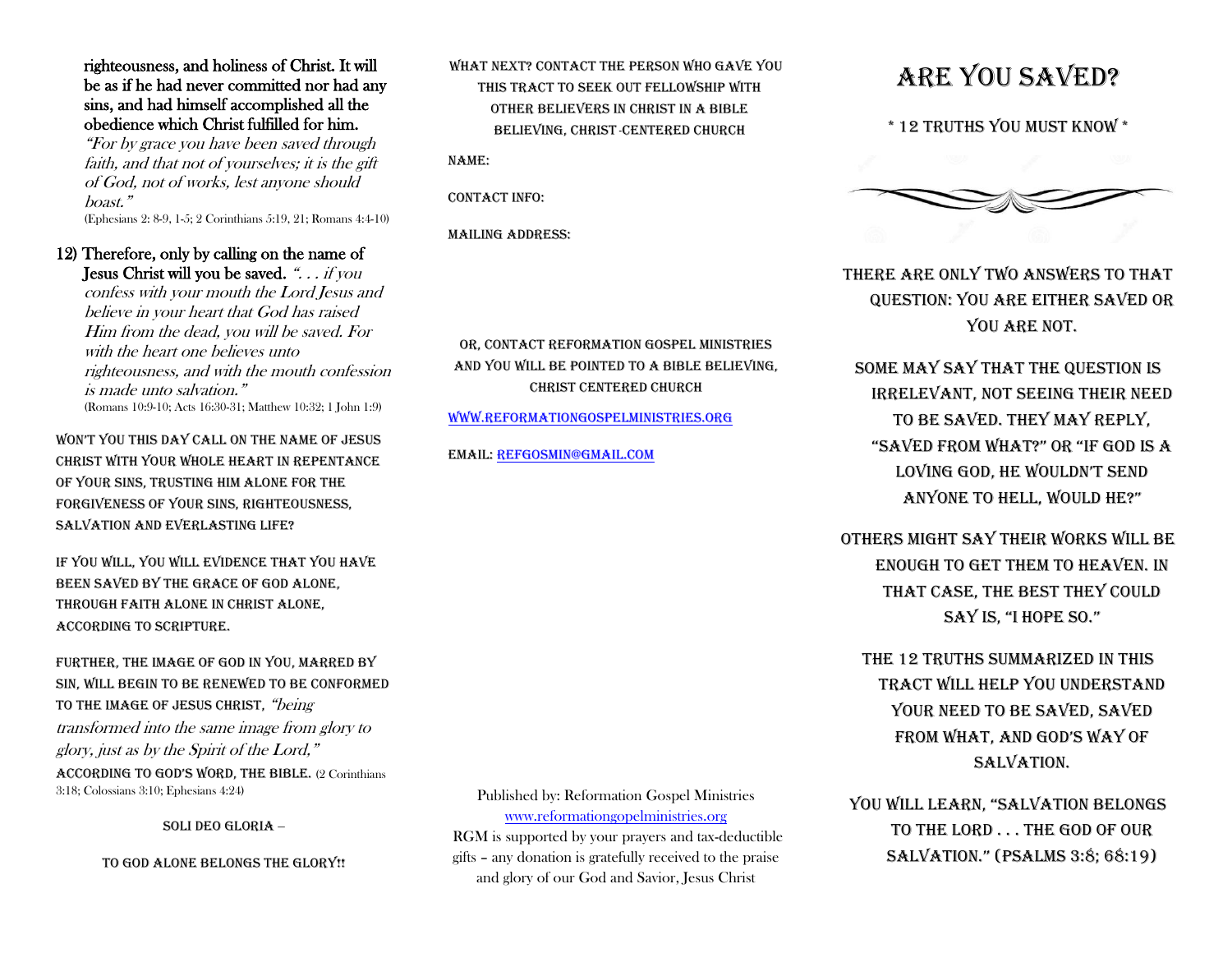**righteousness, and holiness of Christ. It will be as if he had never committed nor had any sins, and had himself accomplished all the obedience which Christ fulfilled for him.** *"For by grace you have been saved through faith, and that not of yourselves; it is the gift of God, not of works, lest anyone should boast."*
(Ephesians 2: 8-9, 1-5; 2 Corinthians 5:19, 21; Romans 4:4-10)

12) **Therefore, only by calling on the name of Jesus Christ will you be saved.** *". . . if you confess with your mouth the Lord Jesus and believe in your heart that God has raised Him from the dead, you will be saved. For with the heart one believes unto righteousness, and with the mouth confession is made unto salvation."*
(Romans 10:9-10; Acts 16:30-31; Matthew 10:32; 1 John 1:9)

WON'T YOU THIS DAY CALL ON THE NAME OF JESUS CHRIST WITH YOUR WHOLE HEART IN REPENTANCE OF YOUR SINS, TRUSTING HIM ALONE FOR THE FORGIVENESS OF YOUR SINS, RIGHTEOUSNESS, SALVATION AND EVERLASTING LIFE?

IF YOU WILL, YOU WILL EVIDENCE THAT YOU HAVE BEEN SAVED BY THE GRACE OF GOD ALONE, THROUGH FAITH ALONE IN CHRIST ALONE, ACCORDING TO SCRIPTURE.

FURTHER, THE IMAGE OF GOD IN YOU, MARRED BY SIN, WILL BEGIN TO BE RENEWED TO BE CONFORMED TO THE IMAGE OF JESUS CHRIST, *"being transformed into the same image from glory to glory, just as by the Spirit of the Lord,"* ACCORDING TO GOD'S WORD, THE BIBLE. (2 Corinthians 3:18; Colossians 3:10; Ephesians 4:24)

SOLI DEO GLORIA –

TO GOD ALONE BELONGS THE GLORY!!

WHAT NEXT? CONTACT THE PERSON WHO GAVE YOU THIS TRACT TO SEEK OUT FELLOWSHIP WITH OTHER BELIEVERS IN CHRIST IN A BIBLE BELIEVING, CHRIST-CENTERED CHURCH

NAME:

CONTACT INFO:

MAILING ADDRESS:

OR, CONTACT REFORMATION GOSPEL MINISTRIES AND YOU WILL BE POINTED TO A BIBLE BELIEVING, CHRIST CENTERED CHURCH

WWW.REFORMATIONGOSPELMINISTRIES.ORG

EMAIL: REFGOSMIN@GMAIL.COM

Published by: Reformation Gospel Ministries
www.reformationgopelministries.org
RGM is supported by your prayers and tax-deductible gifts – any donation is gratefully received to the praise and glory of our God and Savior, Jesus Christ

# ARE YOU SAVED?

\* 12 TRUTHS YOU MUST KNOW \*

THERE ARE ONLY TWO ANSWERS TO THAT QUESTION: YOU ARE EITHER SAVED OR YOU ARE NOT.

SOME MAY SAY THAT THE QUESTION IS IRRELEVANT, NOT SEEING THEIR NEED TO BE SAVED. THEY MAY REPLY, "SAVED FROM WHAT?" OR "IF GOD IS A LOVING GOD, HE WOULDN'T SEND ANYONE TO HELL, WOULD HE?"

OTHERS MIGHT SAY THEIR WORKS WILL BE ENOUGH TO GET THEM TO HEAVEN. IN THAT CASE, THE BEST THEY COULD SAY IS, "I HOPE SO."

THE 12 TRUTHS SUMMARIZED IN THIS TRACT WILL HELP YOU UNDERSTAND YOUR NEED TO BE SAVED, SAVED FROM WHAT, AND GOD'S WAY OF SALVATION.

YOU WILL LEARN, "SALVATION BELONGS TO THE LORD . . . THE GOD OF OUR SALVATION." (PSALMS 3:8; 68:19)